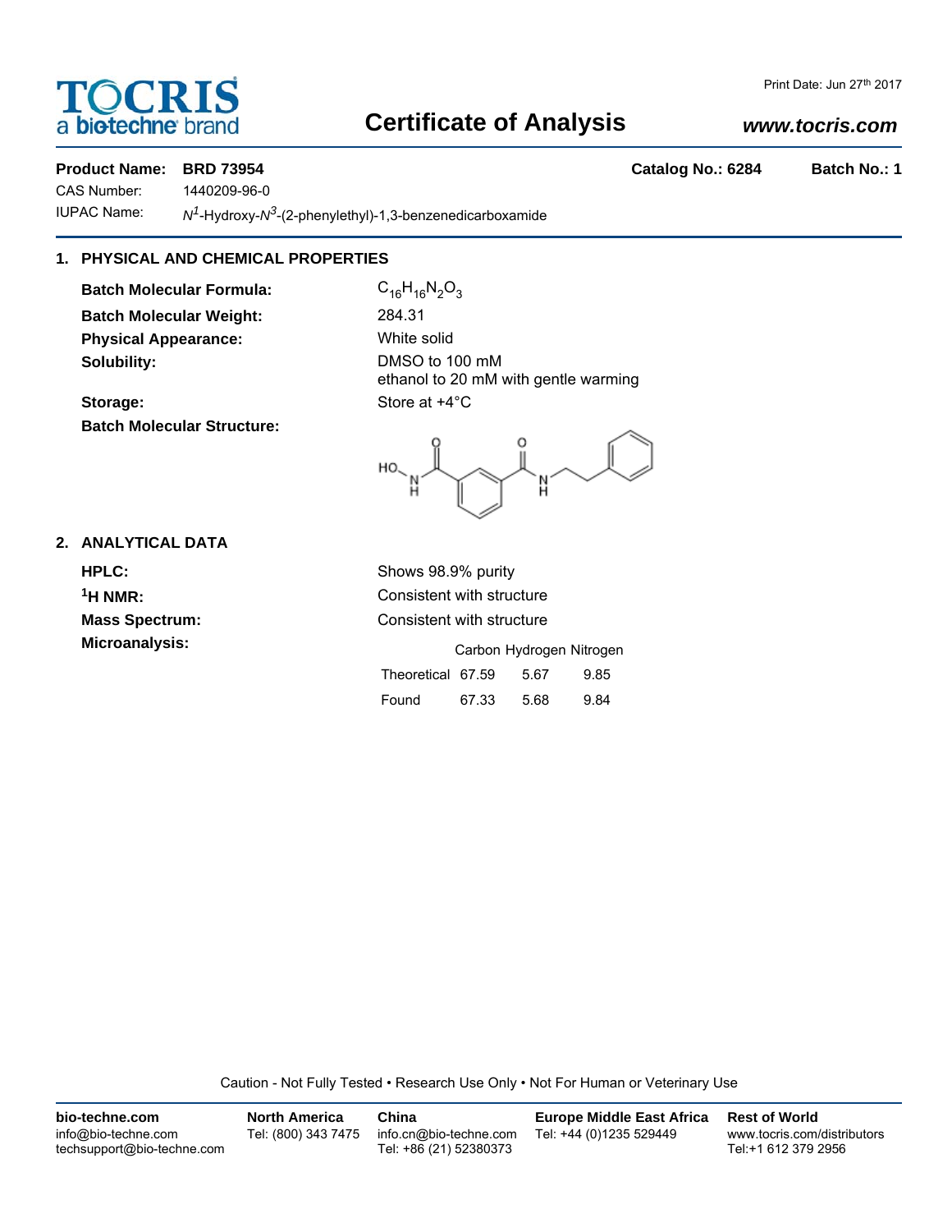# TOCRIS

a biotechne brand

Print Date: Jun 27th 2017

## Certificate of Analysis

www.tocris.com

**Product Name:** **BRD 73954** **Catalog No.: 6284** **Batch No.: 1**

CAS Number: 1440209-96-0

IUPAC Name: $N^1$-Hydroxy-$N^3$-(2-phenylethyl)-1,3-benzenedicarboxamide

## 1. PHYSICAL AND CHEMICAL PROPERTIES

**Batch Molecular Formula:** $C_{16}H_{16}N_2O_3$

**Batch Molecular Weight:** 284.31

**Physical Appearance:** White solid

**Solubility:** DMSO to 100 mM
ethanol to 20 mM with gentle warming

**Storage:** Store at +4°C

**Batch Molecular Structure:**

## 2. ANALYTICAL DATA

**HPLC:** Shows 98.9% purity

**$^1$H NMR:** Consistent with structure

**Mass Spectrum:** Consistent with structure

**Microanalysis:**

| | Carbon | Hydrogen | Nitrogen |
|---|---|---|---|
| Theoretical | 67.59 | 5.67 | 9.85 |
| Found | 67.33 | 5.68 | 9.84 |

Caution - Not Fully Tested • Research Use Only • Not For Human or Veterinary Use

**bio-techne.com**
info@bio-techne.com
techsupport@bio-techne.com

**North America**
Tel: (800) 343 7475

**China**
info.cn@bio-techne.com
Tel: +86 (21) 52380373

**Europe Middle East Africa**
Tel: +44 (0)1235 529449

**Rest of World**
www.tocris.com/distributors
Tel:+1 612 379 2956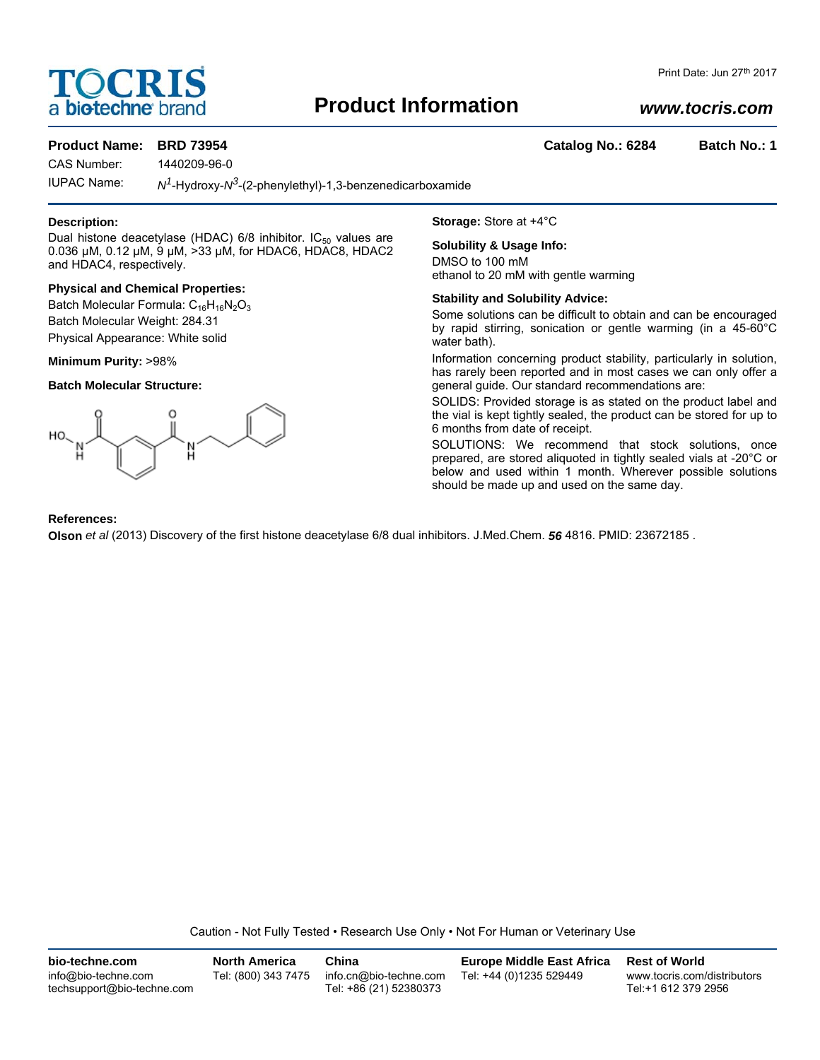**Product Name:** **BRD 73954** **Catalog No.: 6284** **Batch No.: 1**

CAS Number: 1440209-96-0

IUPAC Name: *N*[1]-Hydroxy-*N*[3]-(2-phenylethyl)-1,3-benzenedicarboxamide

**Description:**

Dual histone deacetylase (HDAC) 6/8 inhibitor. $IC_{50}$ values are 0.036 μM, 0.12 μM, 9 μM, >33 μM, for HDAC6, HDAC8, HDAC2 and HDAC4, respectively.

**Physical and Chemical Properties:**

Batch Molecular Formula: $C_{16}H_{16}N_2O_3$

Batch Molecular Weight: 284.31

Physical Appearance: White solid

**Minimum Purity:** >98%

**Batch Molecular Structure:**

**Storage:** Store at +4°C

**Solubility & Usage Info:**

DMSO to 100 mM

ethanol to 20 mM with gentle warming

**Stability and Solubility Advice:**

Some solutions can be difficult to obtain and can be encouraged by rapid stirring, sonication or gentle warming (in a 45-60°C water bath).

Information concerning product stability, particularly in solution, has rarely been reported and in most cases we can only offer a general guide. Our standard recommendations are:

SOLIDS: Provided storage is as stated on the product label and the vial is kept tightly sealed, the product can be stored for up to 6 months from date of receipt.

SOLUTIONS: We recommend that stock solutions, once prepared, are stored aliquoted in tightly sealed vials at -20°C or below and used within 1 month. Wherever possible solutions should be made up and used on the same day.

**References:**

**Olson** *et al* (2013) Discovery of the first histone deacetylase 6/8 dual inhibitors. J.Med.Chem. ***56*** 4816. PMID: 23672185 .

Caution - Not Fully Tested • Research Use Only • Not For Human or Veterinary Use

**bio-techne.com**
info@bio-techne.com
techsupport@bio-techne.com

**North America**
Tel: (800) 343 7475

**China**
info.cn@bio-techne.com
Tel: +86 (21) 52380373

**Europe Middle East Africa**
Tel: +44 (0)1235 529449

**Rest of World**
www.tocris.com/distributors
Tel:+1 612 379 2956